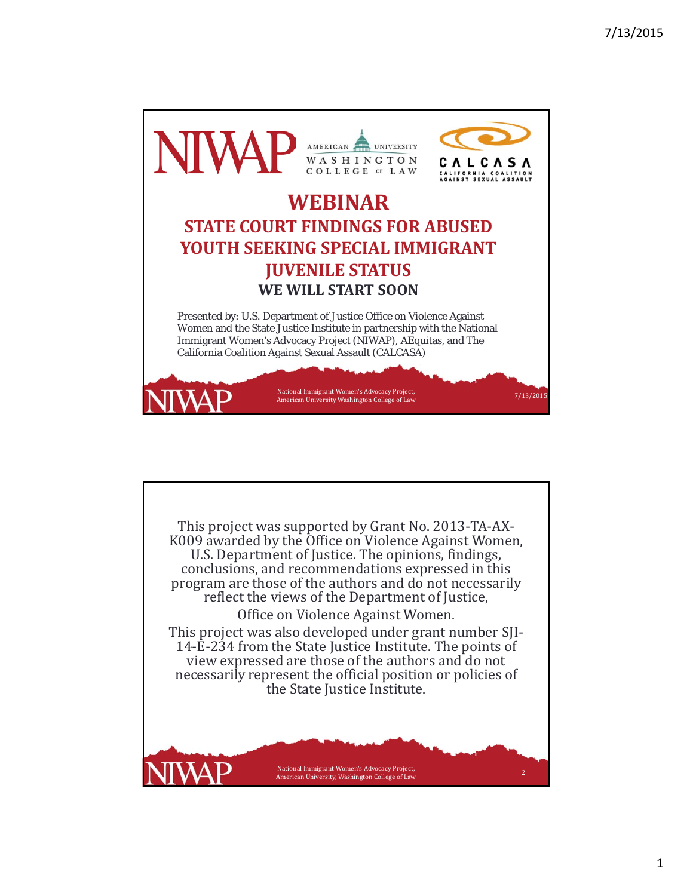NIWAP | AMERICAN UNIVERSITY WASHINGTON COLLEGE of LAW | CALCASA CALIFORNIA COALITION AGAINST SEXUAL ASSAULT

# WEBINAR

## STATE COURT FINDINGS FOR ABUSED YOUTH SEEKING SPECIAL IMMIGRANT JUVENILE STATUS

### WE WILL START SOON

Presented by: U.S. Department of Justice Office on Violence Against Women and the State Justice Institute in partnership with the National Immigrant Women's Advocacy Project (NIWAP), AEquitas, and The California Coalition Against Sexual Assault (CALCASA)

National Immigrant Women's Advocacy Project, American University Washington College of Law

---

This project was supported by Grant No. 2013-TA-AX-K009 awarded by the Office on Violence Against Women, U.S. Department of Justice. The opinions, findings, conclusions, and recommendations expressed in this program are those of the authors and do not necessarily reflect the views of the Department of Justice, Office on Violence Against Women.

This project was also developed under grant number SJI-14-E-234 from the State Justice Institute. The points of view expressed are those of the authors and do not necessarily represent the official position or policies of the State Justice Institute.

National Immigrant Women's Advocacy Project, American University, Washington College of Law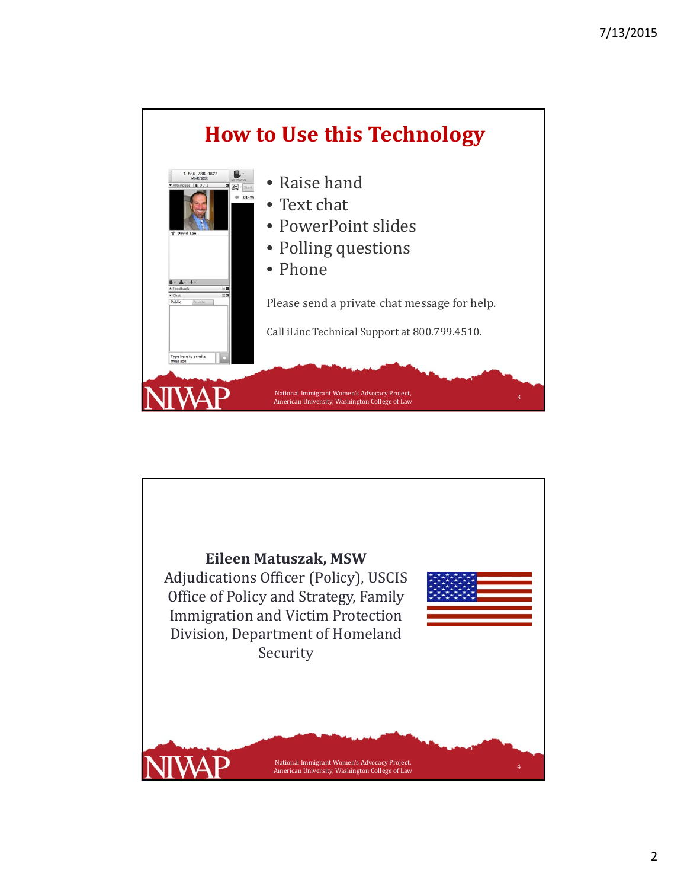## How to Use this Technology

- Raise hand
- Text chat
- PowerPoint slides
- Polling questions
- Phone

Please send a private chat message for help.

Call iLinc Technical Support at 800.799.4510.

National Immigrant Women's Advocacy Project, American University, Washington College of Law

**Eileen Matuszak, MSW**
Adjudications Officer (Policy), USCIS Office of Policy and Strategy, Family Immigration and Victim Protection Division, Department of Homeland Security

National Immigrant Women's Advocacy Project, American University, Washington College of Law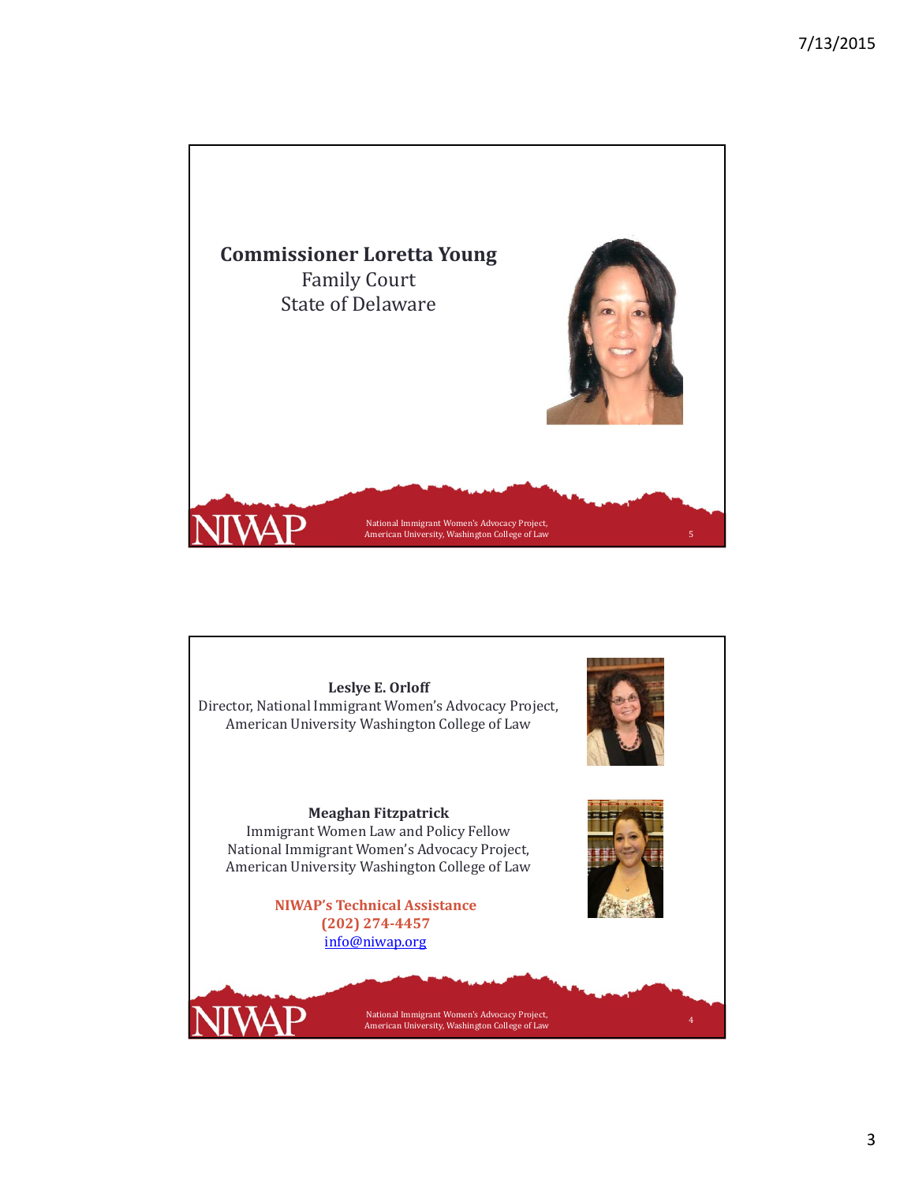**Commissioner Loretta Young**

Family Court

State of Delaware

---

**Leslye E. Orloff**

Director, National Immigrant Women's Advocacy Project, American University Washington College of Law

**Meaghan Fitzpatrick**

Immigrant Women Law and Policy Fellow

National Immigrant Women's Advocacy Project, American University Washington College of Law

**NIWAP's Technical Assistance**

**(202) 274-4457**

info@niwap.org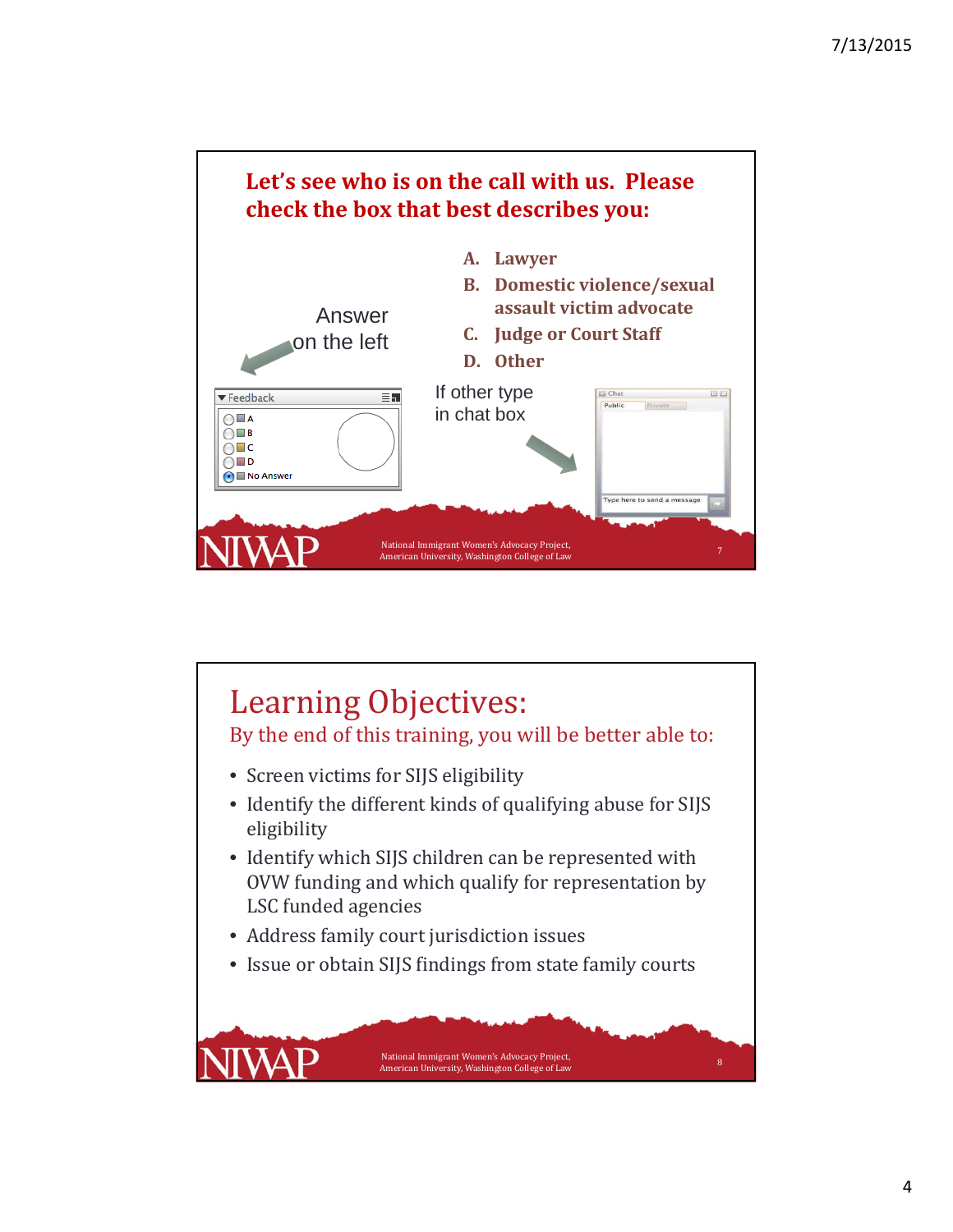## Let's see who is on the call with us. Please check the box that best describes you:

A. Lawyer
B. Domestic violence/sexual assault victim advocate
C. Judge or Court Staff
D. Other

Answer on the left

Feedback
- A
- B
- C
- D
- No Answer

If other type in chat box

Chat
Public | Private
Type here to send a message

NIWAP — National Immigrant Women's Advocacy Project, American University, Washington College of Law

## Learning Objectives:

By the end of this training, you will be better able to:

- Screen victims for SIJS eligibility
- Identify the different kinds of qualifying abuse for SIJS eligibility
- Identify which SIJS children can be represented with OVW funding and which qualify for representation by LSC funded agencies
- Address family court jurisdiction issues
- Issue or obtain SIJS findings from state family courts

NIWAP — National Immigrant Women's Advocacy Project, American University, Washington College of Law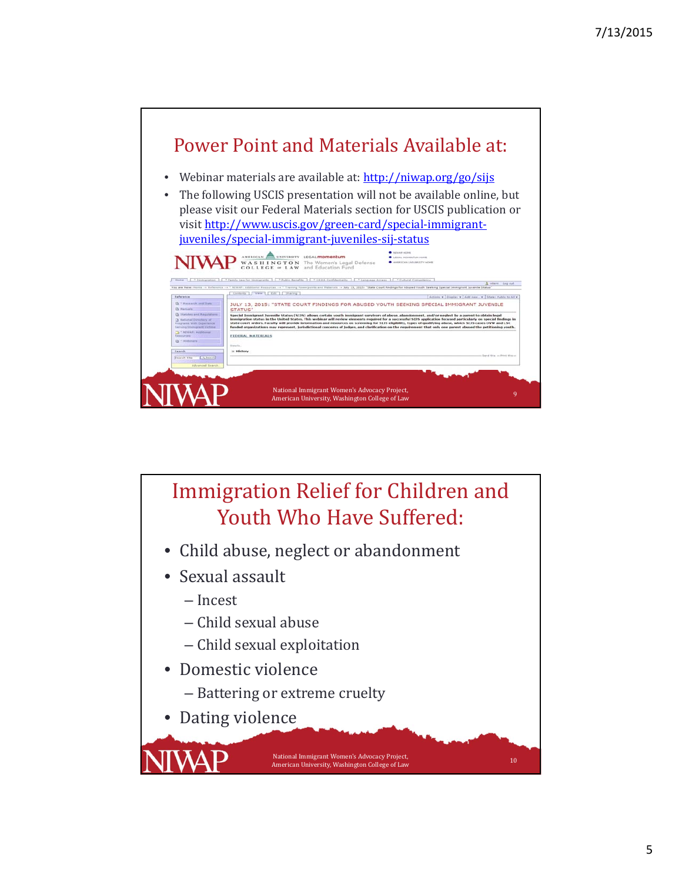## Power Point and Materials Available at:

- Webinar materials are available at: http://niwap.org/go/sijs
- The following USCIS presentation will not be available online, but please visit our Federal Materials section for USCIS publication or visit http://www.uscis.gov/green-card/special-immigrant-juveniles/special-immigrant-juveniles-sij-status

## Immigration Relief for Children and Youth Who Have Suffered:

- Child abuse, neglect or abandonment
- Sexual assault
  - Incest
  - Child sexual abuse
  - Child sexual exploitation
- Domestic violence
  - Battering or extreme cruelty
- Dating violence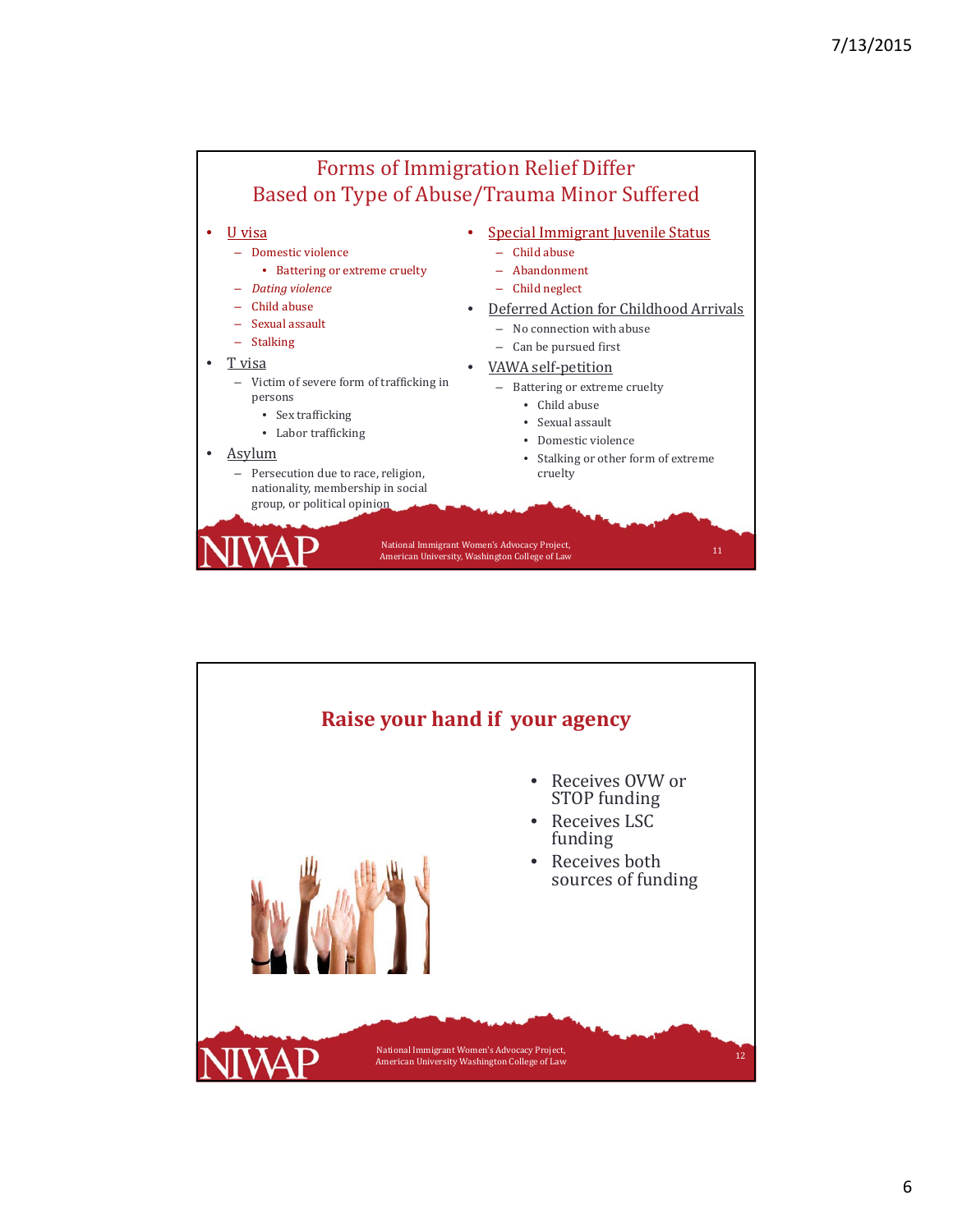## Forms of Immigration Relief Differ Based on Type of Abuse/Trauma Minor Suffered

- U visa
  - Domestic violence
    - Battering or extreme cruelty
  - *Dating violence*
  - Child abuse
  - Sexual assault
  - Stalking
- T visa
  - Victim of severe form of trafficking in persons
    - Sex trafficking
    - Labor trafficking
- Asylum
  - Persecution due to race, religion, nationality, membership in social group, or political opinion
- Special Immigrant Juvenile Status
  - Child abuse
  - Abandonment
  - Child neglect
- Deferred Action for Childhood Arrivals
  - No connection with abuse
  - Can be pursued first
- VAWA self-petition
  - Battering or extreme cruelty
    - Child abuse
    - Sexual assault
    - Domestic violence
    - Stalking or other form of extreme cruelty

NIWAP

National Immigrant Women's Advocacy Project, American University, Washington College of Law

## Raise your hand if your agency

- Receives OVW or STOP funding
- Receives LSC funding
- Receives both sources of funding

NIWAP

National Immigrant Women's Advocacy Project, American University Washington College of Law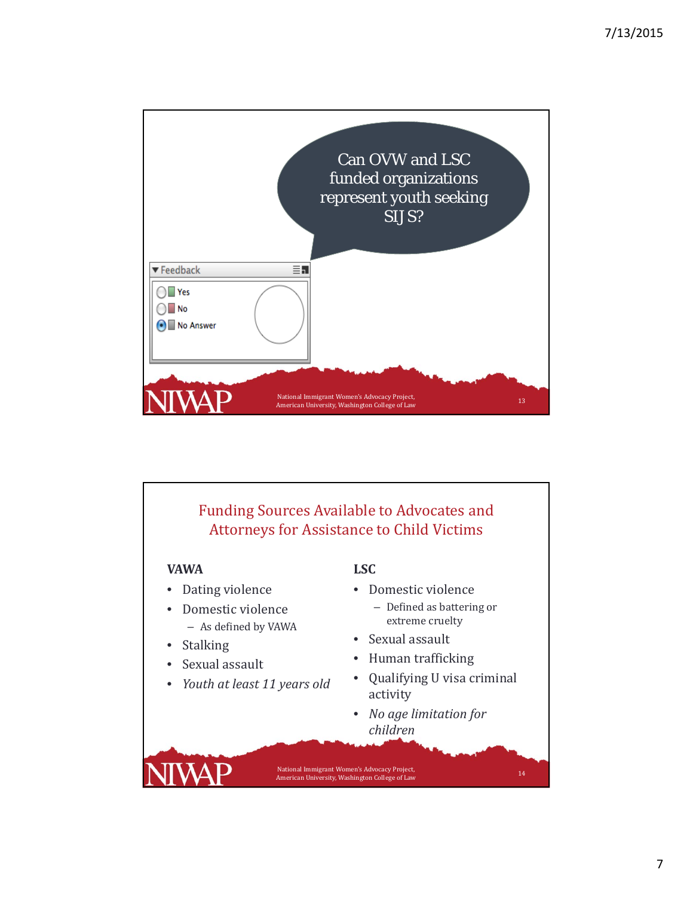Can OVW and LSC funded organizations represent youth seeking SIJ S?

Feedback

- Yes
- No
- No Answer

## Funding Sources Available to Advocates and Attorneys for Assistance to Child Victims

**VAWA**

- Dating violence
- Domestic violence
  - As defined by VAWA
- Stalking
- Sexual assault
- *Youth at least 11 years old*

**LSC**

- Domestic violence
  - Defined as battering or extreme cruelty
- Sexual assault
- Human trafficking
- Qualifying U visa criminal activity
- *No age limitation for children*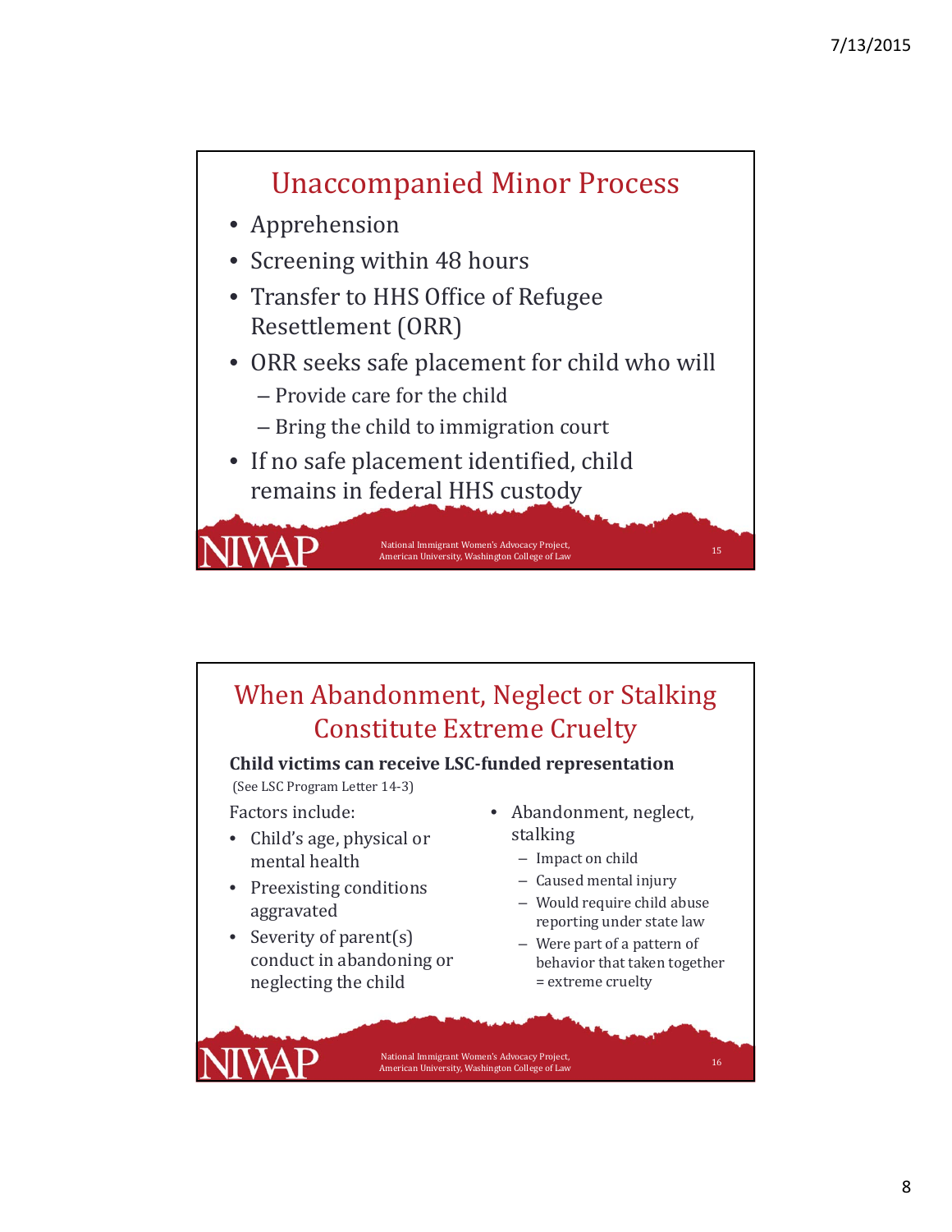## Unaccompanied Minor Process

- Apprehension
- Screening within 48 hours
- Transfer to HHS Office of Refugee Resettlement (ORR)
- ORR seeks safe placement for child who will
  - Provide care for the child
  - Bring the child to immigration court
- If no safe placement identified, child remains in federal HHS custody

## When Abandonment, Neglect or Stalking Constitute Extreme Cruelty

**Child victims can receive LSC-funded representation**

(See LSC Program Letter 14-3)

Factors include:

- Child's age, physical or mental health
- Preexisting conditions aggravated
- Severity of parent(s) conduct in abandoning or neglecting the child
- Abandonment, neglect, stalking
  - Impact on child
  - Caused mental injury
  - Would require child abuse reporting under state law
  - Were part of a pattern of behavior that taken together = extreme cruelty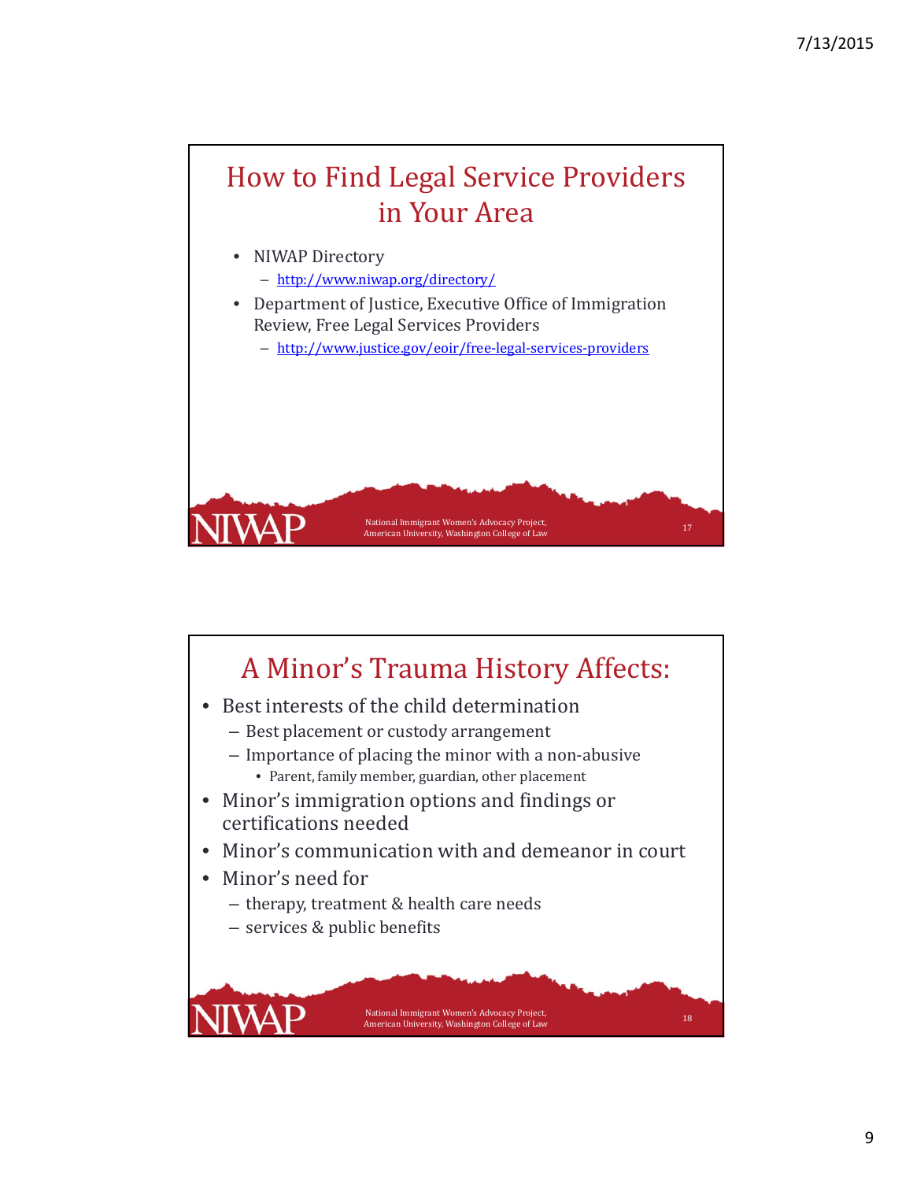## How to Find Legal Service Providers in Your Area

- NIWAP Directory
  - http://www.niwap.org/directory/
- Department of Justice, Executive Office of Immigration Review, Free Legal Services Providers
  - http://www.justice.gov/eoir/free-legal-services-providers

## A Minor's Trauma History Affects:

- Best interests of the child determination
  - Best placement or custody arrangement
  - Importance of placing the minor with a non-abusive
    - Parent, family member, guardian, other placement
- Minor's immigration options and findings or certifications needed
- Minor's communication with and demeanor in court
- Minor's need for
  - therapy, treatment & health care needs
  - services & public benefits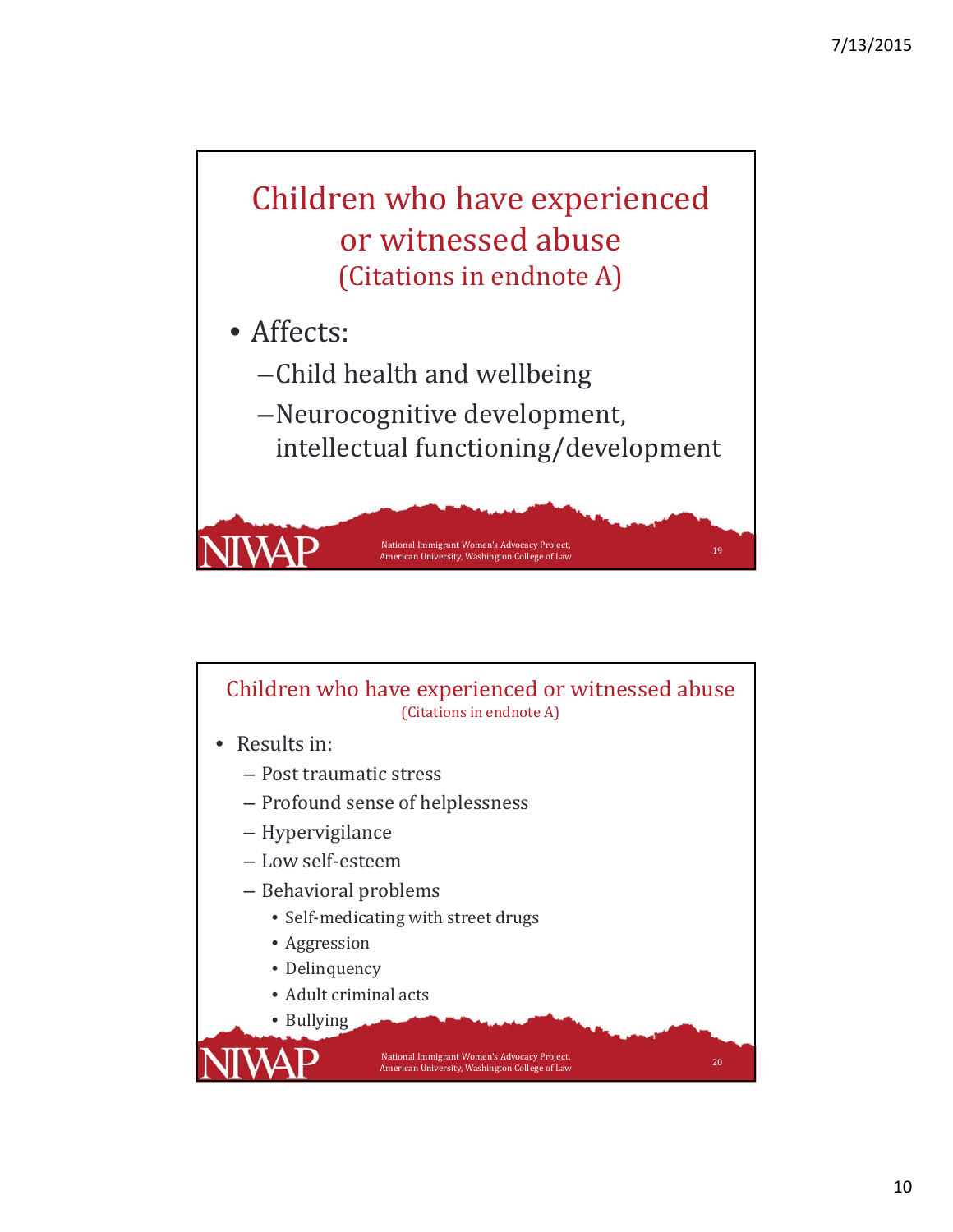## Children who have experienced or witnessed abuse
(Citations in endnote A)

- Affects:
  - Child health and wellbeing
  - Neurocognitive development, intellectual functioning/development

## Children who have experienced or witnessed abuse
(Citations in endnote A)

- Results in:
  - Post traumatic stress
  - Profound sense of helplessness
  - Hypervigilance
  - Low self-esteem
  - Behavioral problems
    - Self-medicating with street drugs
    - Aggression
    - Delinquency
    - Adult criminal acts
    - Bullying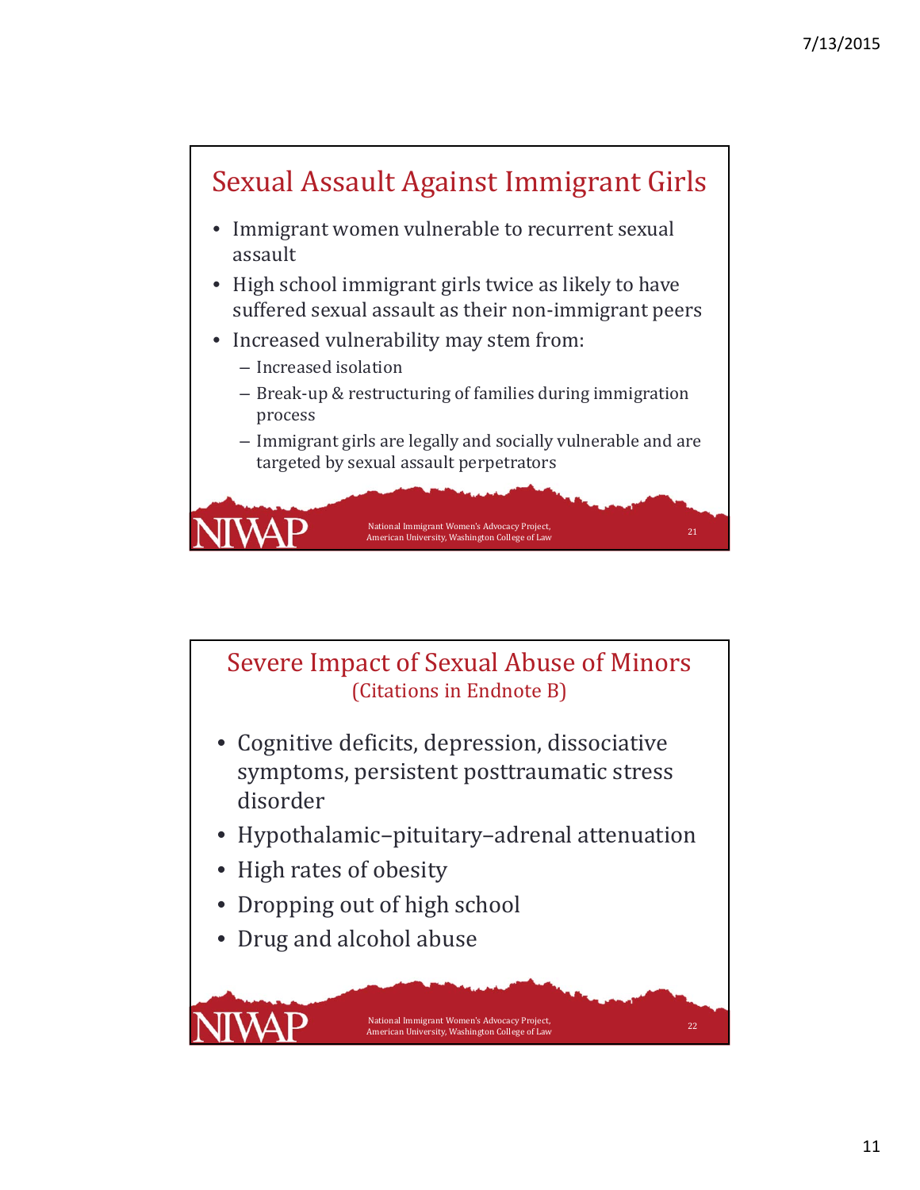## Sexual Assault Against Immigrant Girls

- Immigrant women vulnerable to recurrent sexual assault
- High school immigrant girls twice as likely to have suffered sexual assault as their non-immigrant peers
- Increased vulnerability may stem from:
  - Increased isolation
  - Break-up & restructuring of families during immigration process
  - Immigrant girls are legally and socially vulnerable and are targeted by sexual assault perpetrators

## Severe Impact of Sexual Abuse of Minors
(Citations in Endnote B)

- Cognitive deficits, depression, dissociative symptoms, persistent posttraumatic stress disorder
- Hypothalamic–pituitary–adrenal attenuation
- High rates of obesity
- Dropping out of high school
- Drug and alcohol abuse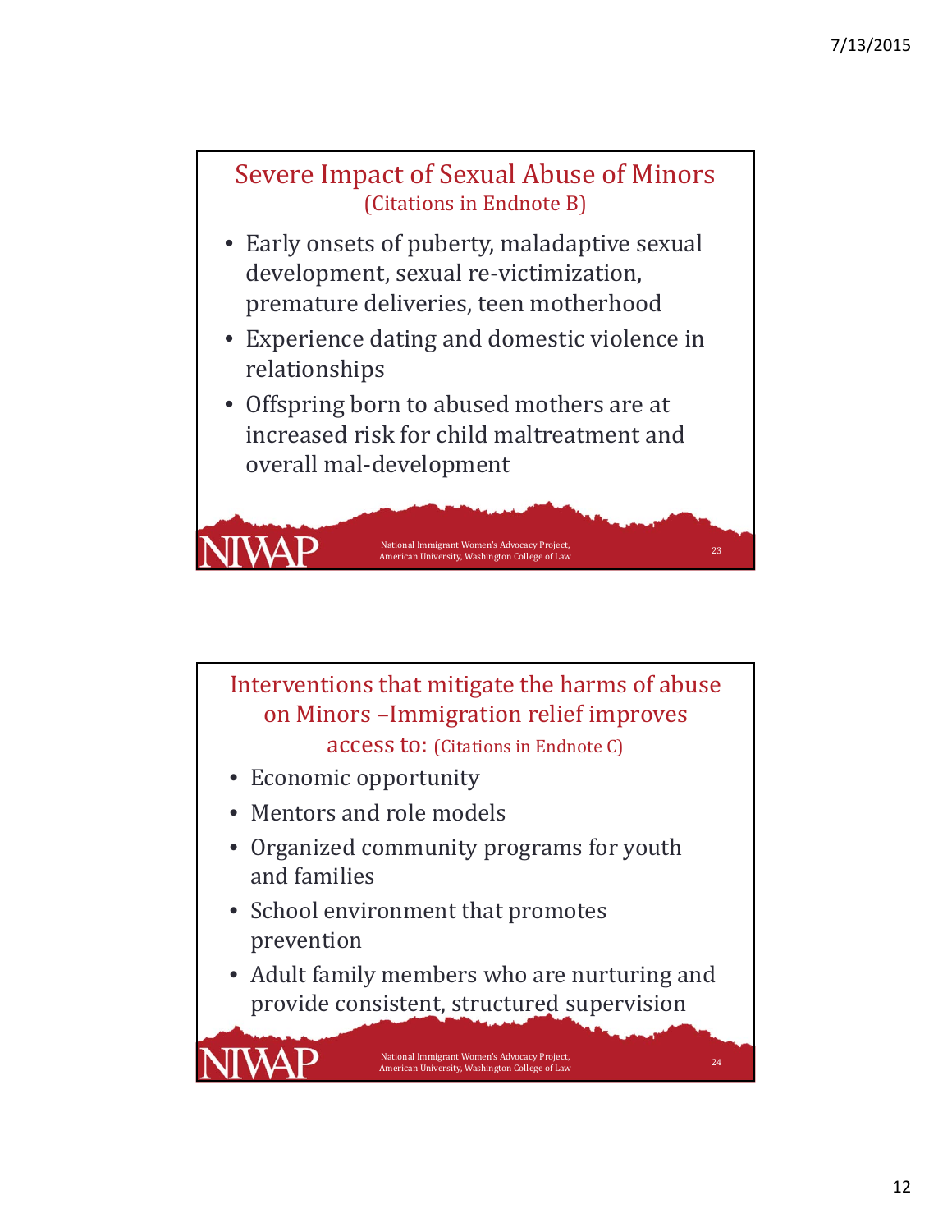## Severe Impact of Sexual Abuse of Minors
(Citations in Endnote B)

- Early onsets of puberty, maladaptive sexual development, sexual re-victimization, premature deliveries, teen motherhood
- Experience dating and domestic violence in relationships
- Offspring born to abused mothers are at increased risk for child maltreatment and overall mal-development

## Interventions that mitigate the harms of abuse on Minors –Immigration relief improves access to: (Citations in Endnote C)

- Economic opportunity
- Mentors and role models
- Organized community programs for youth and families
- School environment that promotes prevention
- Adult family members who are nurturing and provide consistent, structured supervision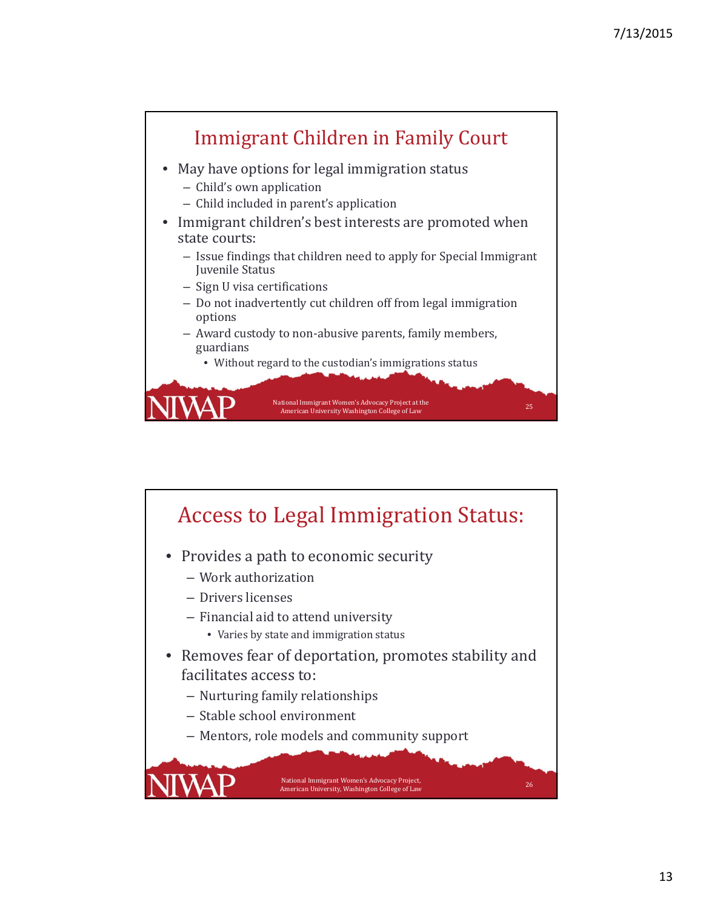## Immigrant Children in Family Court

- May have options for legal immigration status
  - Child's own application
  - Child included in parent's application
- Immigrant children's best interests are promoted when state courts:
  - Issue findings that children need to apply for Special Immigrant Juvenile Status
  - Sign U visa certifications
  - Do not inadvertently cut children off from legal immigration options
  - Award custody to non-abusive parents, family members, guardians
    - Without regard to the custodian's immigrations status

NIWAP

National Immigrant Women's Advocacy Project at the American University Washington College of Law

## Access to Legal Immigration Status:

- Provides a path to economic security
  - Work authorization
  - Drivers licenses
  - Financial aid to attend university
    - Varies by state and immigration status
- Removes fear of deportation, promotes stability and facilitates access to:
  - Nurturing family relationships
  - Stable school environment
  - Mentors, role models and community support

NIWAP

National Immigrant Women's Advocacy Project, American University, Washington College of Law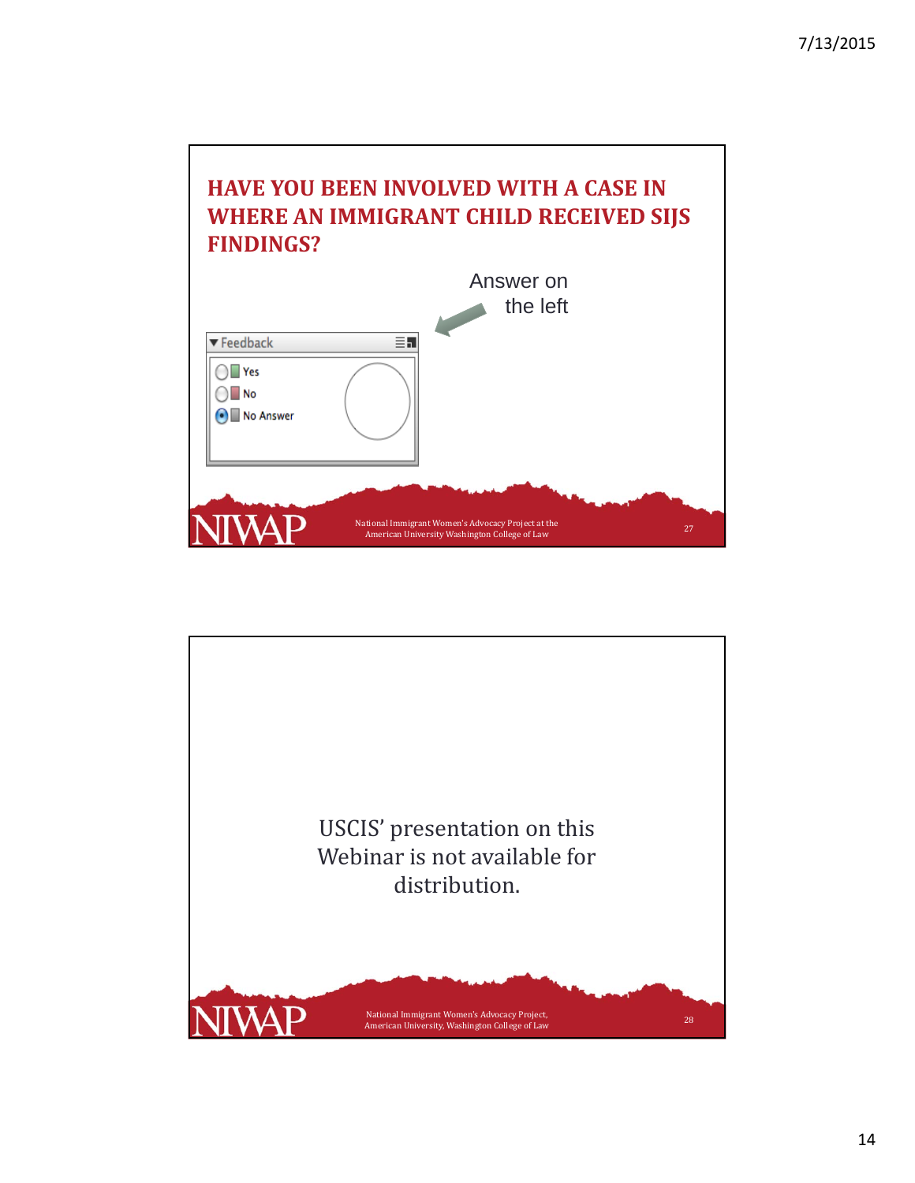## HAVE YOU BEEN INVOLVED WITH A CASE IN WHERE AN IMMIGRANT CHILD RECEIVED SIJS FINDINGS?

Answer on the left

Feedback

- Yes
- No
- No Answer

National Immigrant Women's Advocacy Project at the American University Washington College of Law

---

USCIS' presentation on this Webinar is not available for distribution.

National Immigrant Women's Advocacy Project, American University, Washington College of Law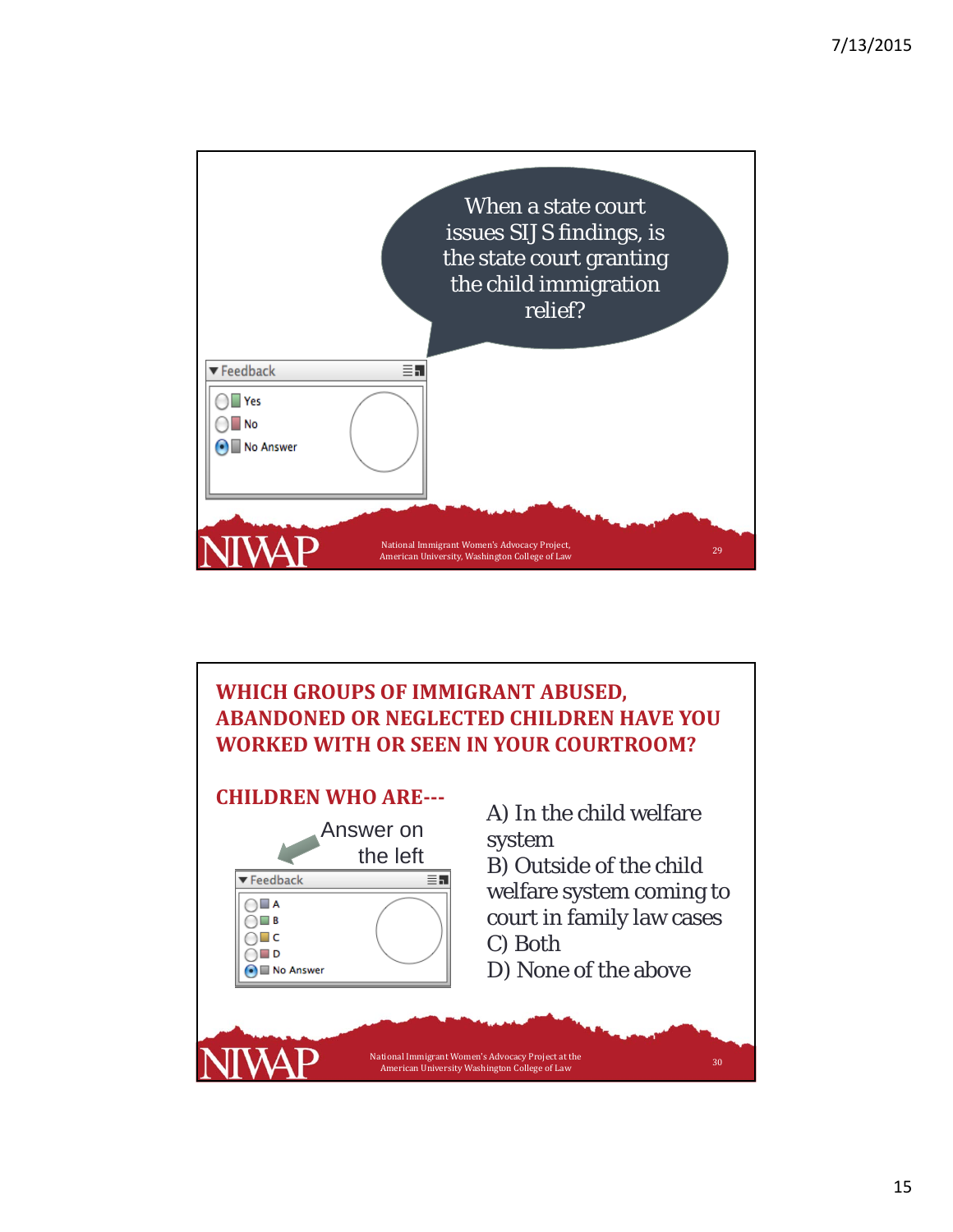When a state court issues SIJS findings, is the state court granting the child immigration relief?

Feedback

- Yes
- No
- No Answer

National Immigrant Women's Advocacy Project, American University, Washington College of Law

## WHICH GROUPS OF IMMIGRANT ABUSED, ABANDONED OR NEGLECTED CHILDREN HAVE YOU WORKED WITH OR SEEN IN YOUR COURTROOM?

### CHILDREN WHO ARE---

A) In the child welfare system
B) Outside of the child welfare system coming to court in family law cases
C) Both
D) None of the above

Answer on the left

Feedback

- A
- B
- C
- D
- No Answer

National Immigrant Women's Advocacy Project at the American University Washington College of Law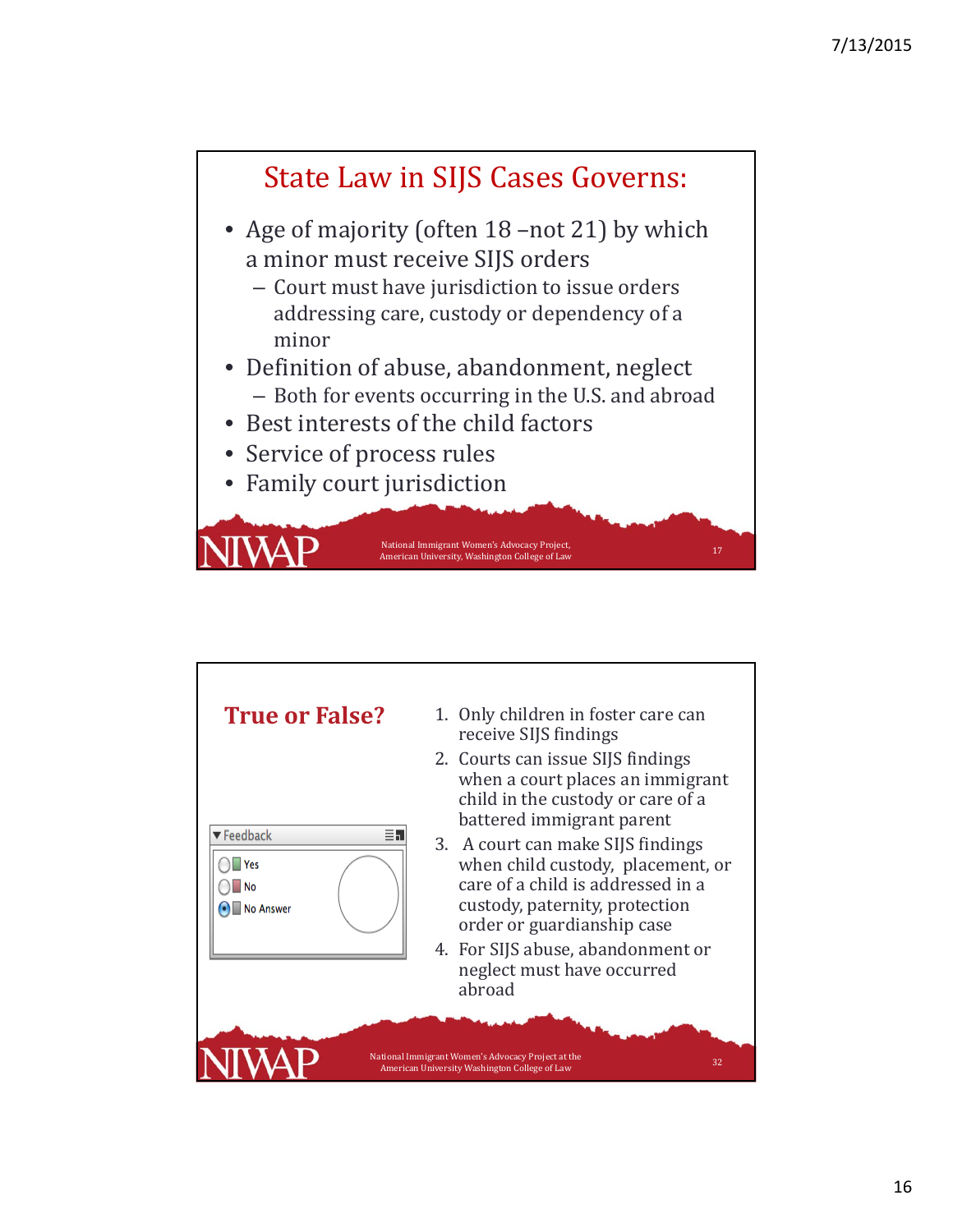## State Law in SIJS Cases Governs:

- Age of majority (often 18 –not 21) by which a minor must receive SIJS orders
  - Court must have jurisdiction to issue orders addressing care, custody or dependency of a minor
- Definition of abuse, abandonment, neglect
  - Both for events occurring in the U.S. and abroad
- Best interests of the child factors
- Service of process rules
- Family court jurisdiction

NIWAP National Immigrant Women's Advocacy Project, American University, Washington College of Law

## True or False?

Feedback
- Yes
- No
- No Answer

1. Only children in foster care can receive SIJS findings
2. Courts can issue SIJS findings when a court places an immigrant child in the custody or care of a battered immigrant parent
3. A court can make SIJS findings when child custody, placement, or care of a child is addressed in a custody, paternity, protection order or guardianship case
4. For SIJS abuse, abandonment or neglect must have occurred abroad

NIWAP National Immigrant Women's Advocacy Project at the American University Washington College of Law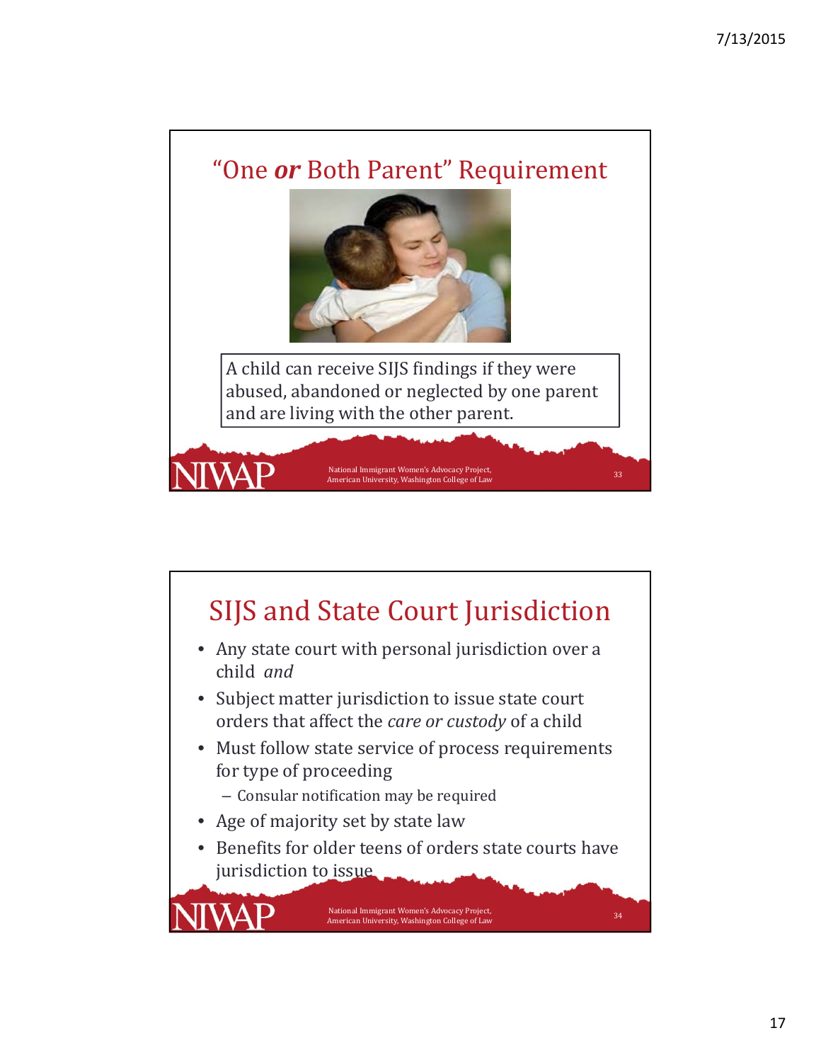## "One *or* Both Parent" Requirement

A child can receive SIJS findings if they were abused, abandoned or neglected by one parent and are living with the other parent.

## SIJS and State Court Jurisdiction

- Any state court with personal jurisdiction over a child *and*
- Subject matter jurisdiction to issue state court orders that affect the *care or custody* of a child
- Must follow state service of process requirements for type of proceeding
  - Consular notification may be required
- Age of majority set by state law
- Benefits for older teens of orders state courts have jurisdiction to issue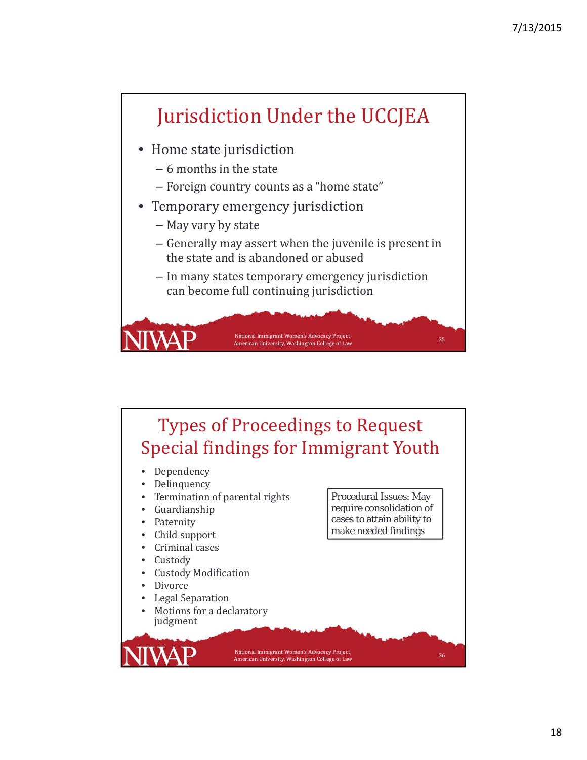## Jurisdiction Under the UCCJEA

- Home state jurisdiction
  - 6 months in the state
  - Foreign country counts as a "home state"
- Temporary emergency jurisdiction
  - May vary by state
  - Generally may assert when the juvenile is present in the state and is abandoned or abused
  - In many states temporary emergency jurisdiction can become full continuing jurisdiction

National Immigrant Women's Advocacy Project, American University, Washington College of Law

## Types of Proceedings to Request Special findings for Immigrant Youth

- Dependency
- Delinquency
- Termination of parental rights
- Guardianship
- Paternity
- Child support
- Criminal cases
- Custody
- Custody Modification
- Divorce
- Legal Separation
- Motions for a declaratory judgment

Procedural Issues: May require consolidation of cases to attain ability to make needed findings

National Immigrant Women's Advocacy Project, American University, Washington College of Law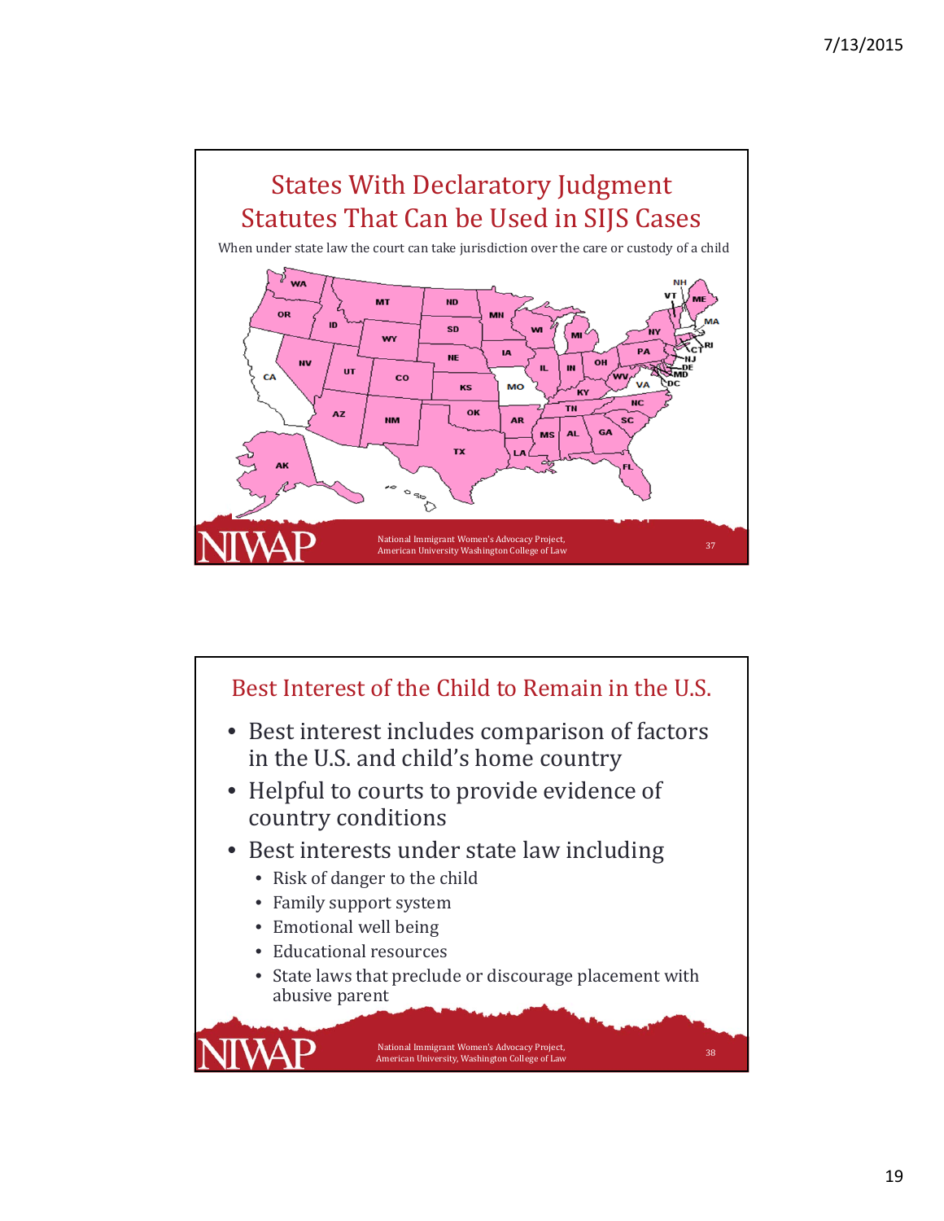## States With Declaratory Judgment Statutes That Can be Used in SIJS Cases

When under state law the court can take jurisdiction over the care or custody of a child

## Best Interest of the Child to Remain in the U.S.

- Best interest includes comparison of factors in the U.S. and child's home country
- Helpful to courts to provide evidence of country conditions
- Best interests under state law including
  - Risk of danger to the child
  - Family support system
  - Emotional well being
  - Educational resources
  - State laws that preclude or discourage placement with abusive parent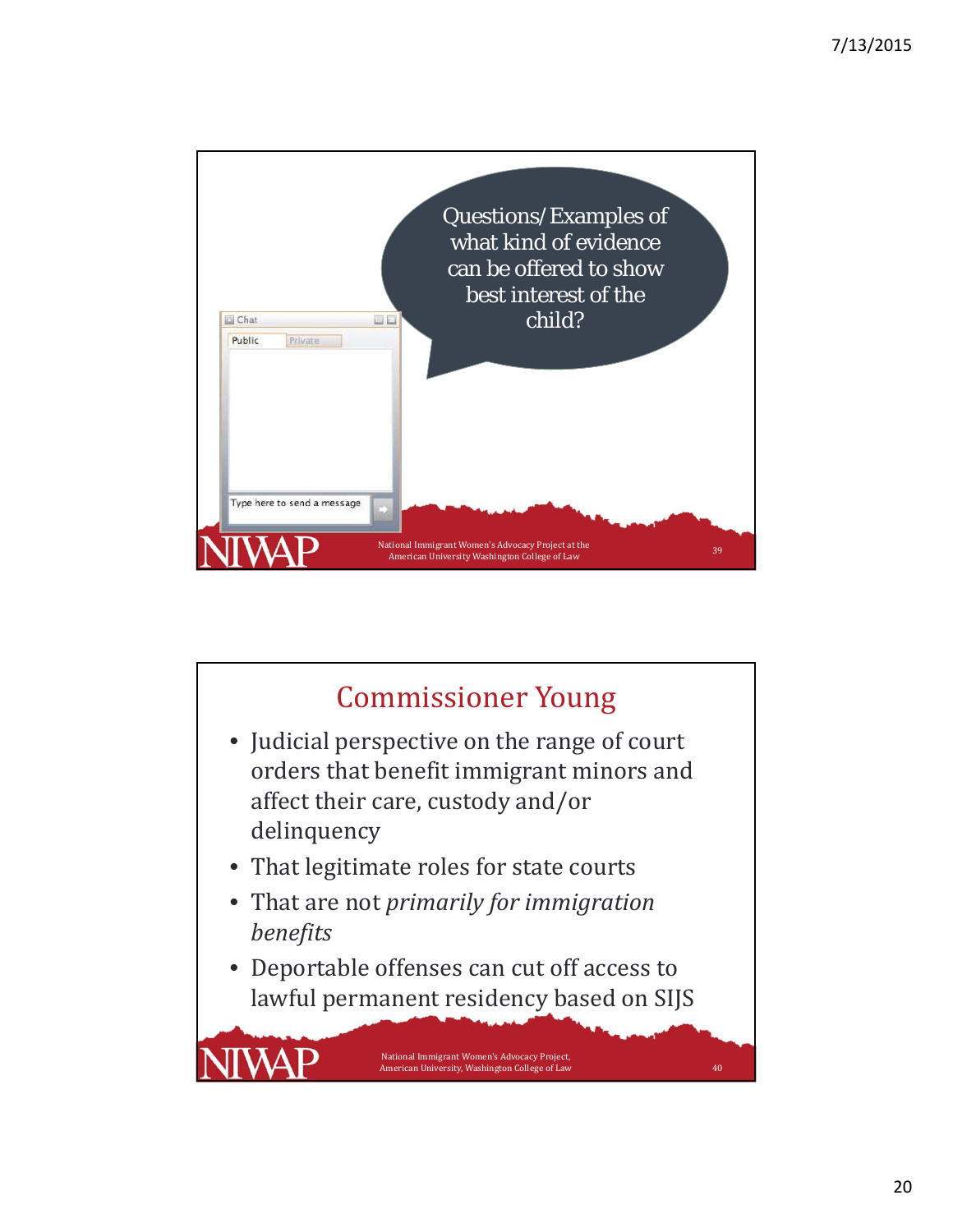Questions/Examples of what kind of evidence can be offered to show best interest of the child?

Chat

Public | Private

Type here to send a message

National Immigrant Women's Advocacy Project at the American University Washington College of Law

## Commissioner Young

- Judicial perspective on the range of court orders that benefit immigrant minors and affect their care, custody and/or delinquency
- That legitimate roles for state courts
- That are not *primarily for immigration benefits*
- Deportable offenses can cut off access to lawful permanent residency based on SIJS

National Immigrant Women's Advocacy Project, American University, Washington College of Law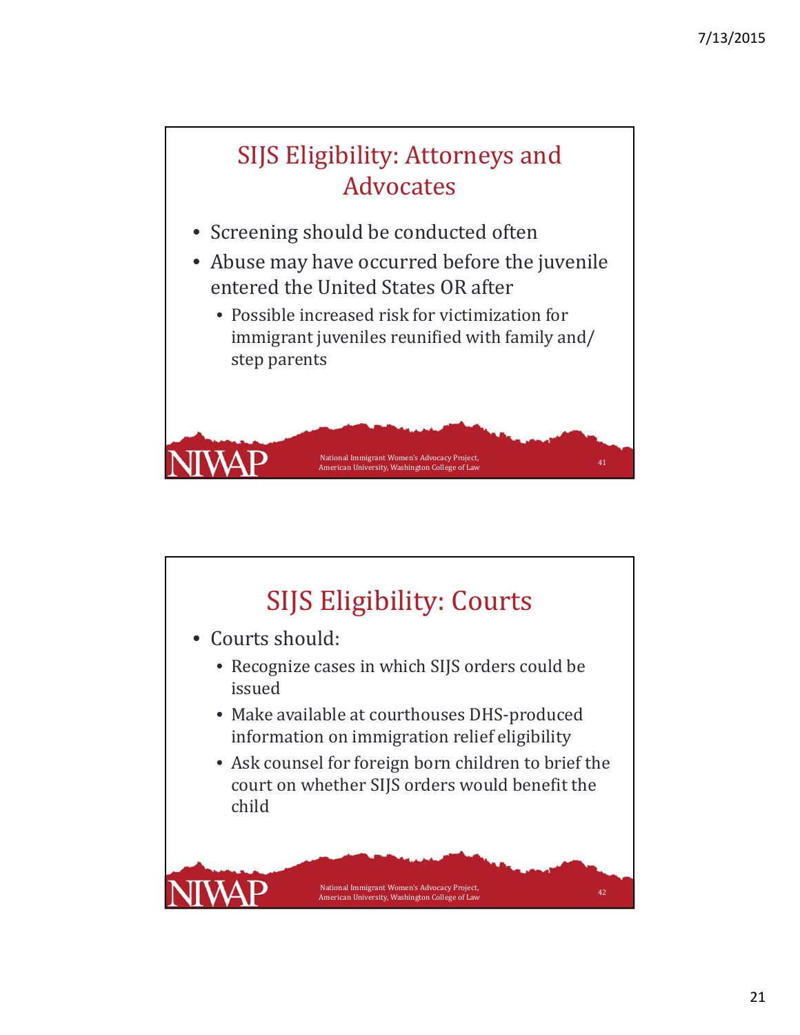## SIJS Eligibility: Attorneys and Advocates

- Screening should be conducted often
- Abuse may have occurred before the juvenile entered the United States OR after
  - Possible increased risk for victimization for immigrant juveniles reunified with family and/ step parents

## SIJS Eligibility: Courts

- Courts should:
  - Recognize cases in which SIJS orders could be issued
  - Make available at courthouses DHS-produced information on immigration relief eligibility
  - Ask counsel for foreign born children to brief the court on whether SIJS orders would benefit the child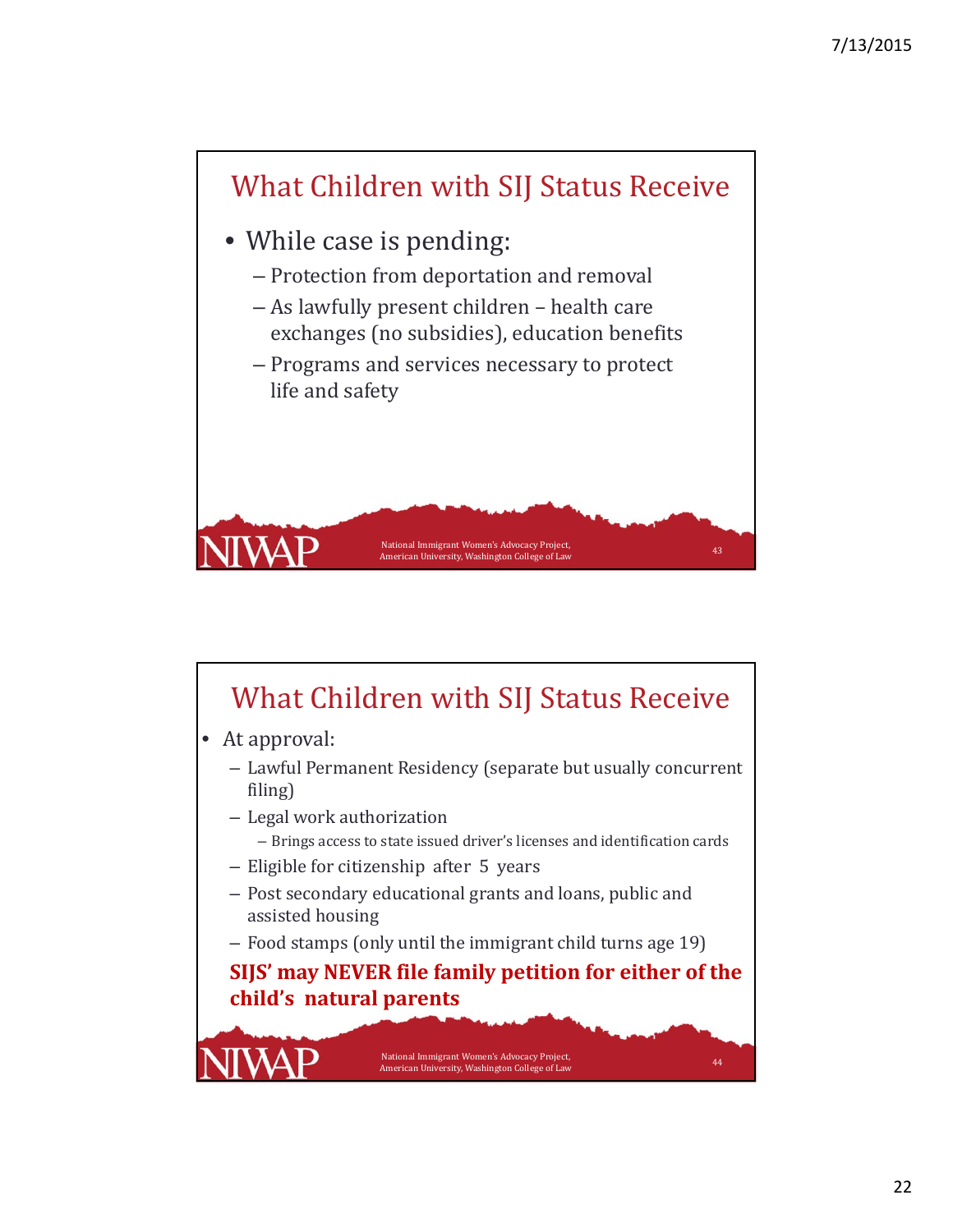## What Children with SIJ Status Receive

- While case is pending:
  - Protection from deportation and removal
  - As lawfully present children – health care exchanges (no subsidies), education benefits
  - Programs and services necessary to protect life and safety

## What Children with SIJ Status Receive

- At approval:
  - Lawful Permanent Residency (separate but usually concurrent filing)
  - Legal work authorization
    - Brings access to state issued driver's licenses and identification cards
  - Eligible for citizenship after 5 years
  - Post secondary educational grants and loans, public and assisted housing
  - Food stamps (only until the immigrant child turns age 19)

**SIJS' may NEVER file family petition for either of the child's natural parents**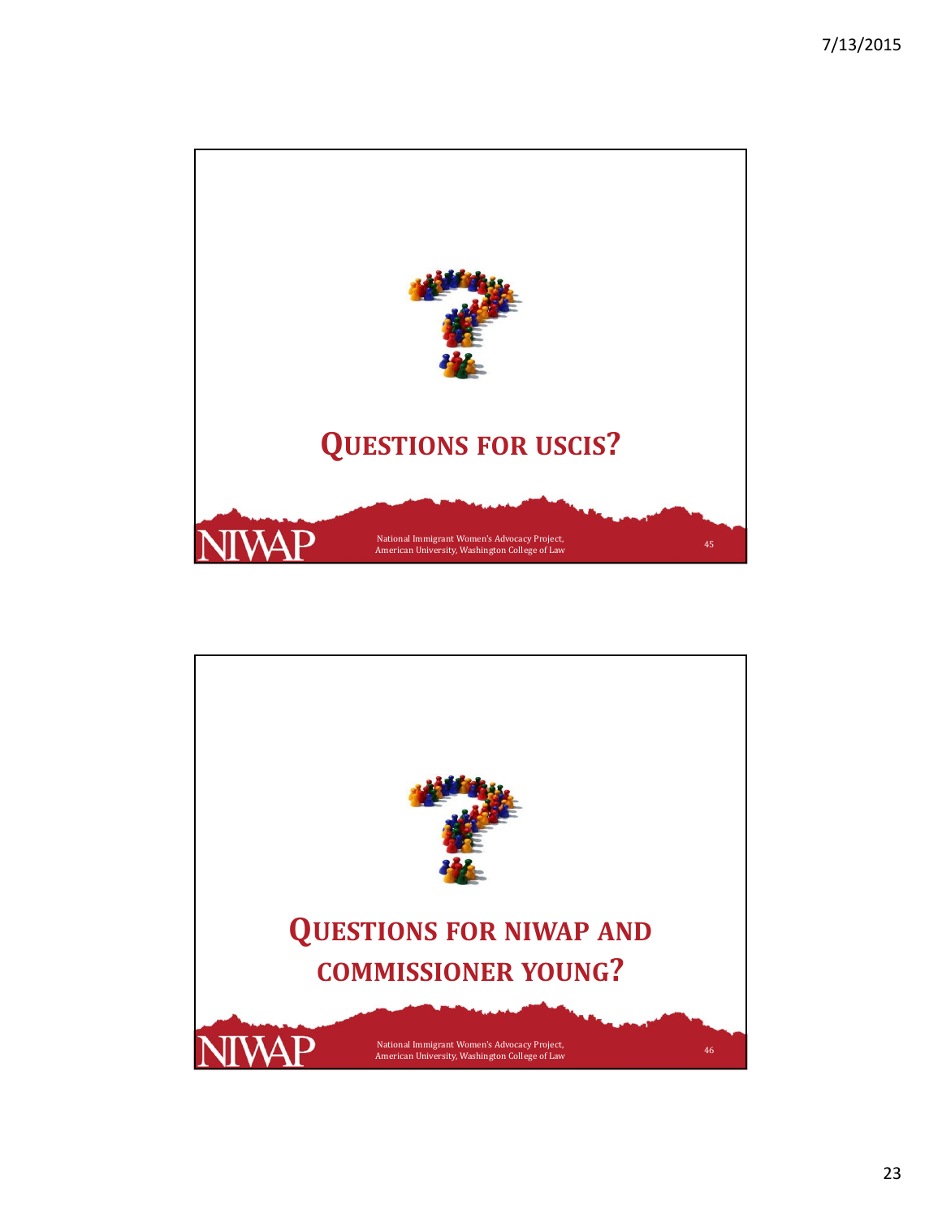## Questions for USCIS?

National Immigrant Women's Advocacy Project, American University, Washington College of Law

## Questions for NIWAP and Commissioner Young?

National Immigrant Women's Advocacy Project, American University, Washington College of Law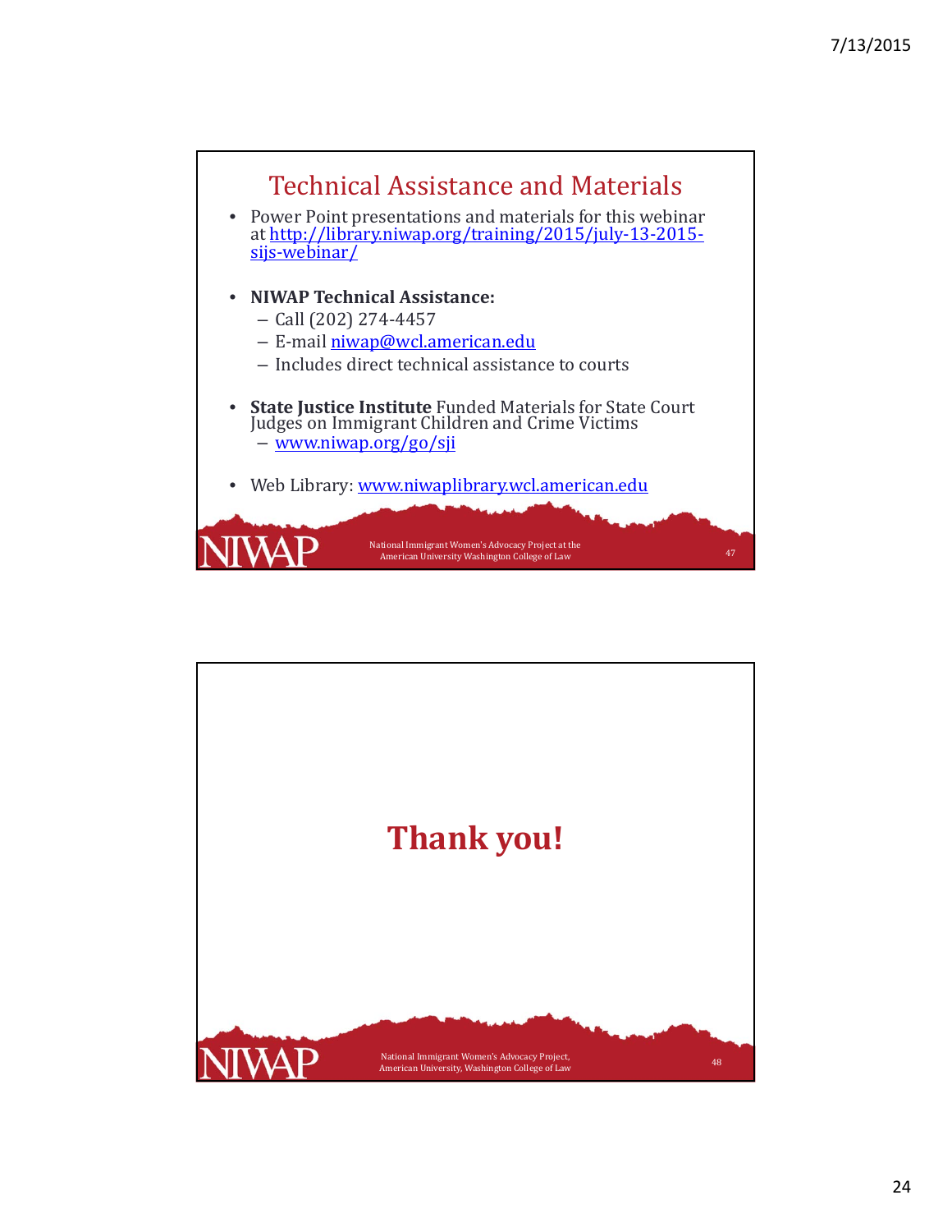## Technical Assistance and Materials

- Power Point presentations and materials for this webinar at http://library.niwap.org/training/2015/july-13-2015-sijs-webinar/
- **NIWAP Technical Assistance:**
  - Call (202) 274-4457
  - E-mail niwap@wcl.american.edu
  - Includes direct technical assistance to courts
- **State Justice Institute** Funded Materials for State Court Judges on Immigrant Children and Crime Victims
  - www.niwap.org/go/sji
- Web Library: www.niwaplibrary.wcl.american.edu

NIWAP — National Immigrant Women's Advocacy Project at the American University Washington College of Law

## Thank you!

NIWAP — National Immigrant Women's Advocacy Project, American University, Washington College of Law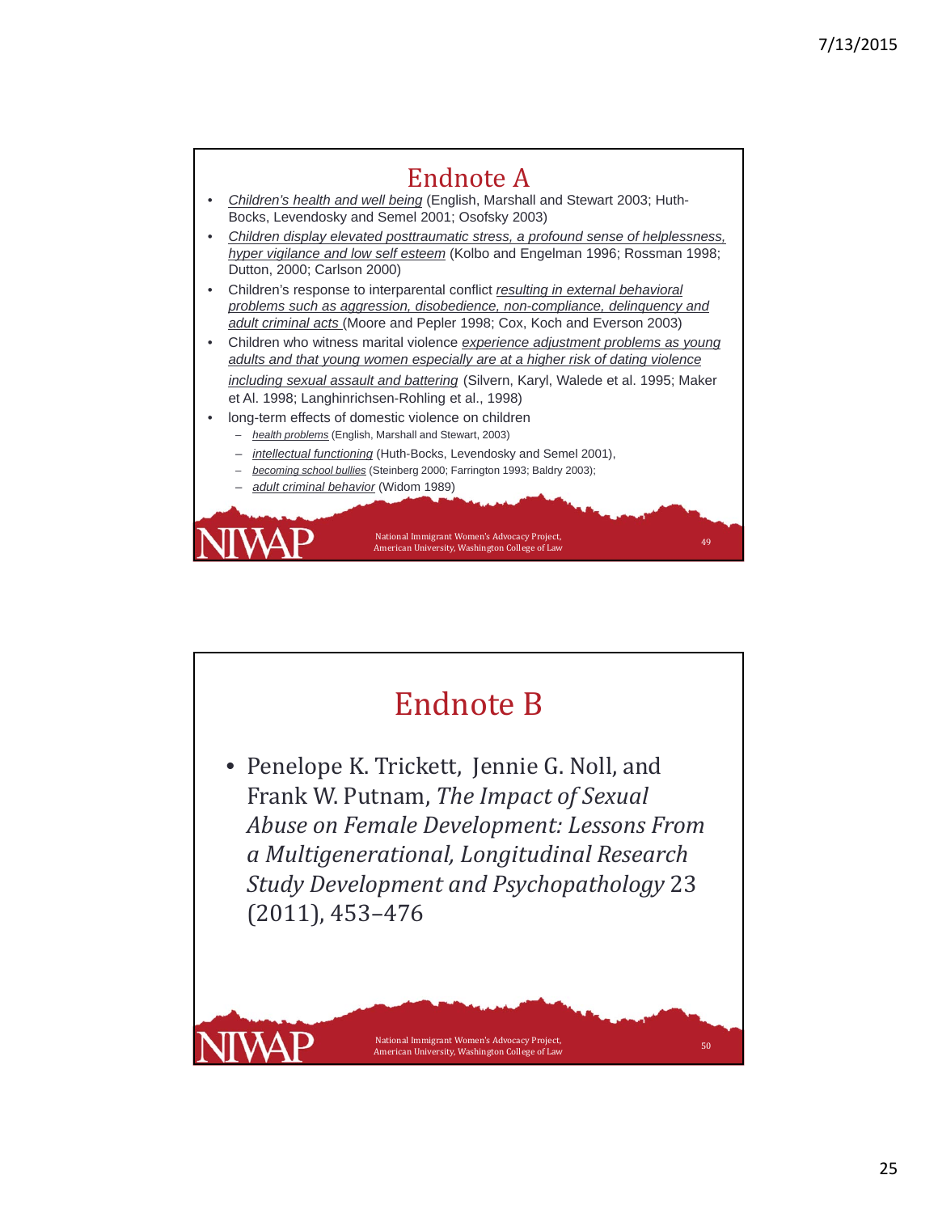# Endnote A

- *Children's health and well being* (English, Marshall and Stewart 2003; Huth-Bocks, Levendosky and Semel 2001; Osofsky 2003)
- *Children display elevated posttraumatic stress, a profound sense of helplessness, hyper vigilance and low self esteem* (Kolbo and Engelman 1996; Rossman 1998; Dutton, 2000; Carlson 2000)
- Children's response to interparental conflict *resulting in external behavioral problems such as aggression, disobedience, non-compliance, delinquency and adult criminal acts* (Moore and Pepler 1998; Cox, Koch and Everson 2003)
- Children who witness marital violence *experience adjustment problems as young adults and that young women especially are at a higher risk of dating violence including sexual assault and battering* (Silvern, Karyl, Walede et al. 1995; Maker et Al. 1998; Langhinrichsen-Rohling et al., 1998)
- long-term effects of domestic violence on children
  - *health problems* (English, Marshall and Stewart, 2003)
  - *intellectual functioning* (Huth-Bocks, Levendosky and Semel 2001),
  - *becoming school bullies* (Steinberg 2000; Farrington 1993; Baldry 2003);
  - *adult criminal behavior* (Widom 1989)

National Immigrant Women's Advocacy Project, American University, Washington College of Law

# Endnote B

- Penelope K. Trickett, Jennie G. Noll, and Frank W. Putnam, *The Impact of Sexual Abuse on Female Development: Lessons From a Multigenerational, Longitudinal Research Study Development and Psychopathology* 23 (2011), 453–476

National Immigrant Women's Advocacy Project, American University, Washington College of Law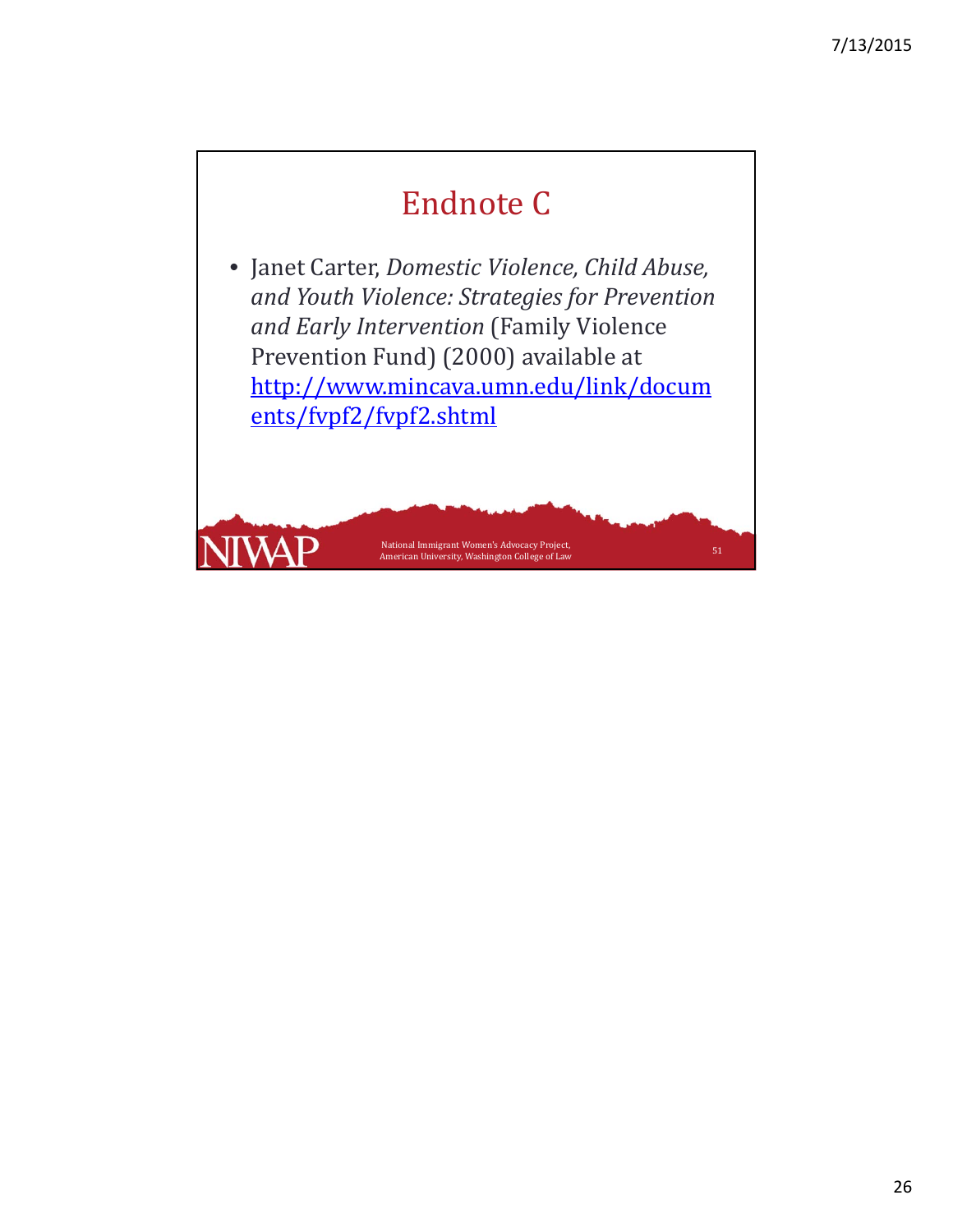# Endnote C

- Janet Carter, *Domestic Violence, Child Abuse, and Youth Violence: Strategies for Prevention and Early Intervention* (Family Violence Prevention Fund) (2000) available at [http://www.mincava.umn.edu/link/documents/fvpf2/fvpf2.shtml](http://www.mincava.umn.edu/link/documents/fvpf2/fvpf2.shtml)

NIWAP

National Immigrant Women's Advocacy Project, American University, Washington College of Law